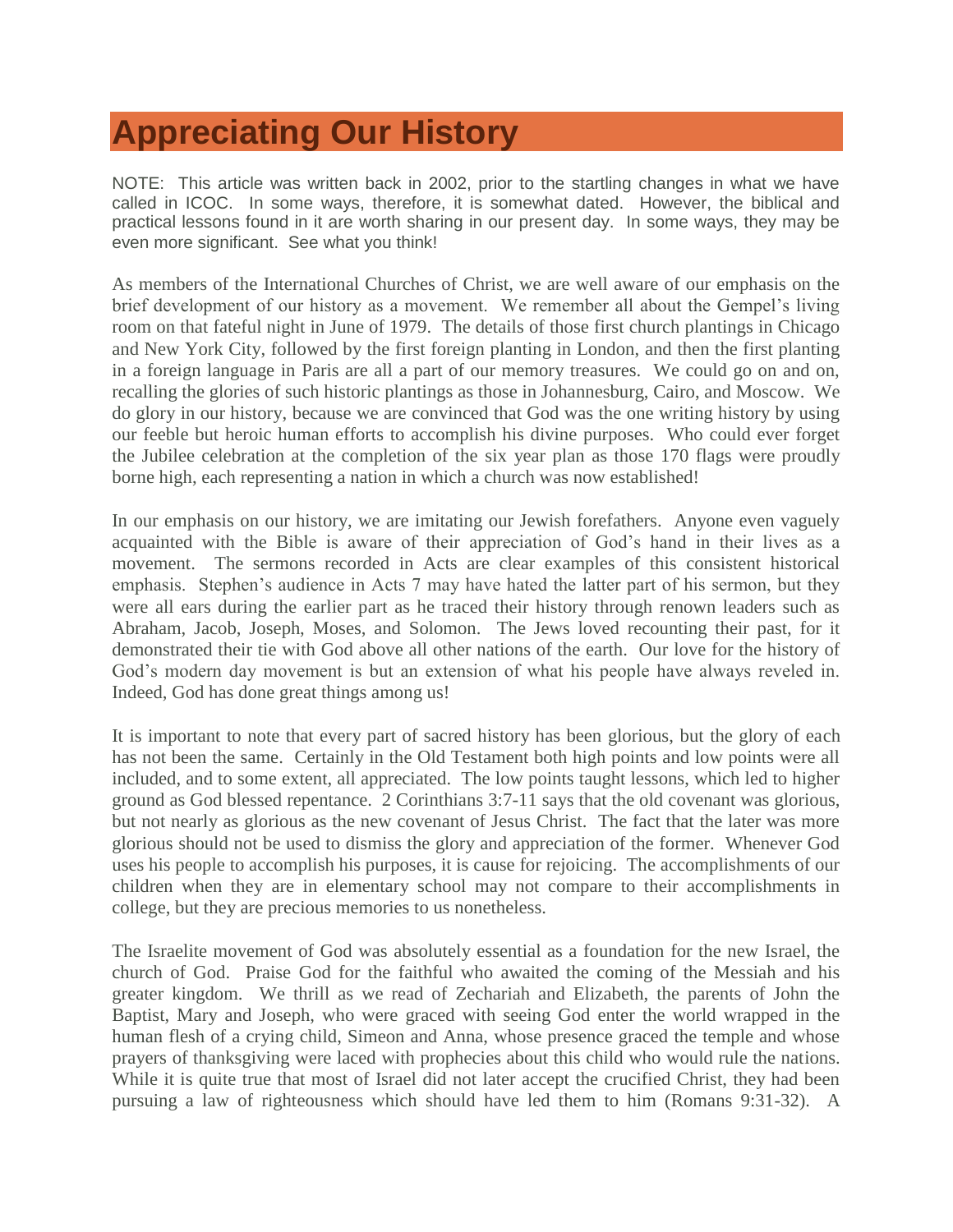# Appreciating Our History

NOTE: This article was written back in 2002, prior to the startling changes in what we have called in ICOC. In some ways, therefore, it is somewhat dated. However, the biblical and practical lessons found in it are worth sharing in our present day. In some ways, they may be even more significant. See what you think!

As members of the International Churches of Christ, we are well aware of our emphasis on the brief development of our history as a movement. We remember all about the Gempel's living room on that fateful night in June of 1979. The details of those first church plantings in Chicago and New York City, followed by the first foreign planting in London, and then the first planting in a foreign language in Paris are all a part of our memory treasures. We could go on and on, recalling the glories of such historic plantings as those in Johannesburg, Cairo, and Moscow. We do glory in our history, because we are convinced that God was the one writing history by using our feeble but heroic human efforts to accomplish his divine purposes. Who could ever forget the Jubilee celebration at the completion of the six year plan as those 170 flags were proudly borne high, each representing a nation in which a church was now established!

In our emphasis on our history, we are imitating our Jewish forefathers. Anyone even vaguely acquainted with the Bible is aware of their appreciation of God's hand in their lives as a movement. The sermons recorded in Acts are clear examples of this consistent historical emphasis. Stephen's audience in Acts 7 may have hated the latter part of his sermon, but they were all ears during the earlier part as he traced their history through renown leaders such as Abraham, Jacob, Joseph, Moses, and Solomon. The Jews loved recounting their past, for it demonstrated their tie with God above all other nations of the earth. Our love for the history of God's modern day movement is but an extension of what his people have always reveled in. Indeed, God has done great things among us!

It is important to note that every part of sacred history has been glorious, but the glory of each has not been the same. Certainly in the Old Testament both high points and low points were all included, and to some extent, all appreciated. The low points taught lessons, which led to higher ground as God blessed repentance. 2 Corinthians 3:7-11 says that the old covenant was glorious, but not nearly as glorious as the new covenant of Jesus Christ. The fact that the later was more glorious should not be used to dismiss the glory and appreciation of the former. Whenever God uses his people to accomplish his purposes, it is cause for rejoicing. The accomplishments of our children when they are in elementary school may not compare to their accomplishments in college, but they are precious memories to us nonetheless.

The Israelite movement of God was absolutely essential as a foundation for the new Israel, the church of God. Praise God for the faithful who awaited the coming of the Messiah and his greater kingdom. We thrill as we read of Zechariah and Elizabeth, the parents of John the Baptist, Mary and Joseph, who were graced with seeing God enter the world wrapped in the human flesh of a crying child, Simeon and Anna, whose presence graced the temple and whose prayers of thanksgiving were laced with prophecies about this child who would rule the nations. While it is quite true that most of Israel did not later accept the crucified Christ, they had been pursuing a law of righteousness which should have led them to him (Romans 9:31-32). A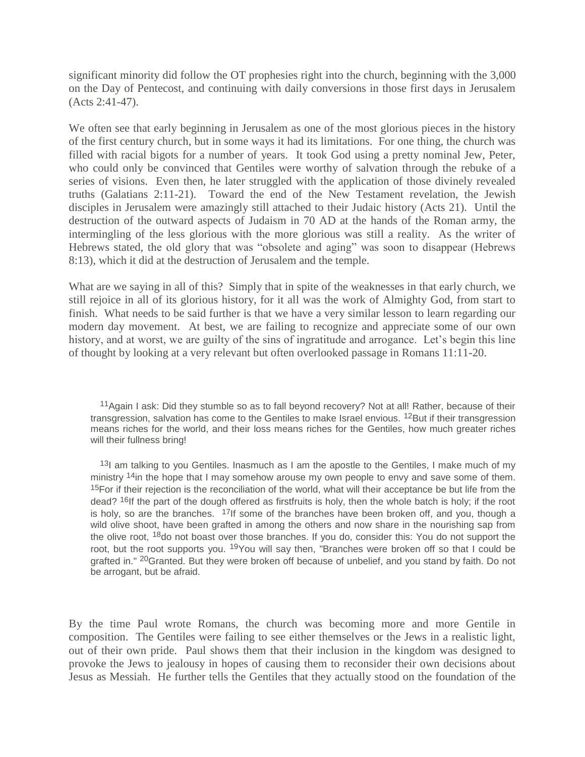significant minority did follow the OT prophesies right into the church, beginning with the 3,000 on the Day of Pentecost, and continuing with daily conversions in those first days in Jerusalem (Acts 2:41-47).

We often see that early beginning in Jerusalem as one of the most glorious pieces in the history of the first century church, but in some ways it had its limitations. For one thing, the church was filled with racial bigots for a number of years. It took God using a pretty nominal Jew, Peter, who could only be convinced that Gentiles were worthy of salvation through the rebuke of a series of visions. Even then, he later struggled with the application of those divinely revealed truths (Galatians 2:11-21). Toward the end of the New Testament revelation, the Jewish disciples in Jerusalem were amazingly still attached to their Judaic history (Acts 21). Until the destruction of the outward aspects of Judaism in 70 AD at the hands of the Roman army, the intermingling of the less glorious with the more glorious was still a reality. As the writer of Hebrews stated, the old glory that was "obsolete and aging" was soon to disappear (Hebrews 8:13), which it did at the destruction of Jerusalem and the temple.

What are we saying in all of this? Simply that in spite of the weaknesses in that early church, we still rejoice in all of its glorious history, for it all was the work of Almighty God, from start to finish. What needs to be said further is that we have a very similar lesson to learn regarding our modern day movement. At best, we are failing to recognize and appreciate some of our own history, and at worst, we are guilty of the sins of ingratitude and arrogance. Let's begin this line of thought by looking at a very relevant but often overlooked passage in Romans 11:11-20.

> [11]Again I ask: Did they stumble so as to fall beyond recovery? Not at all! Rather, because of their transgression, salvation has come to the Gentiles to make Israel envious. [12]But if their transgression means riches for the world, and their loss means riches for the Gentiles, how much greater riches will their fullness bring!
>
> [13]I am talking to you Gentiles. Inasmuch as I am the apostle to the Gentiles, I make much of my ministry [14]in the hope that I may somehow arouse my own people to envy and save some of them. [15]For if their rejection is the reconciliation of the world, what will their acceptance be but life from the dead? [16]If the part of the dough offered as firstfruits is holy, then the whole batch is holy; if the root is holy, so are the branches. [17]If some of the branches have been broken off, and you, though a wild olive shoot, have been grafted in among the others and now share in the nourishing sap from the olive root, [18]do not boast over those branches. If you do, consider this: You do not support the root, but the root supports you. [19]You will say then, "Branches were broken off so that I could be grafted in." [20]Granted. But they were broken off because of unbelief, and you stand by faith. Do not be arrogant, but be afraid.

By the time Paul wrote Romans, the church was becoming more and more Gentile in composition. The Gentiles were failing to see either themselves or the Jews in a realistic light, out of their own pride. Paul shows them that their inclusion in the kingdom was designed to provoke the Jews to jealousy in hopes of causing them to reconsider their own decisions about Jesus as Messiah. He further tells the Gentiles that they actually stood on the foundation of the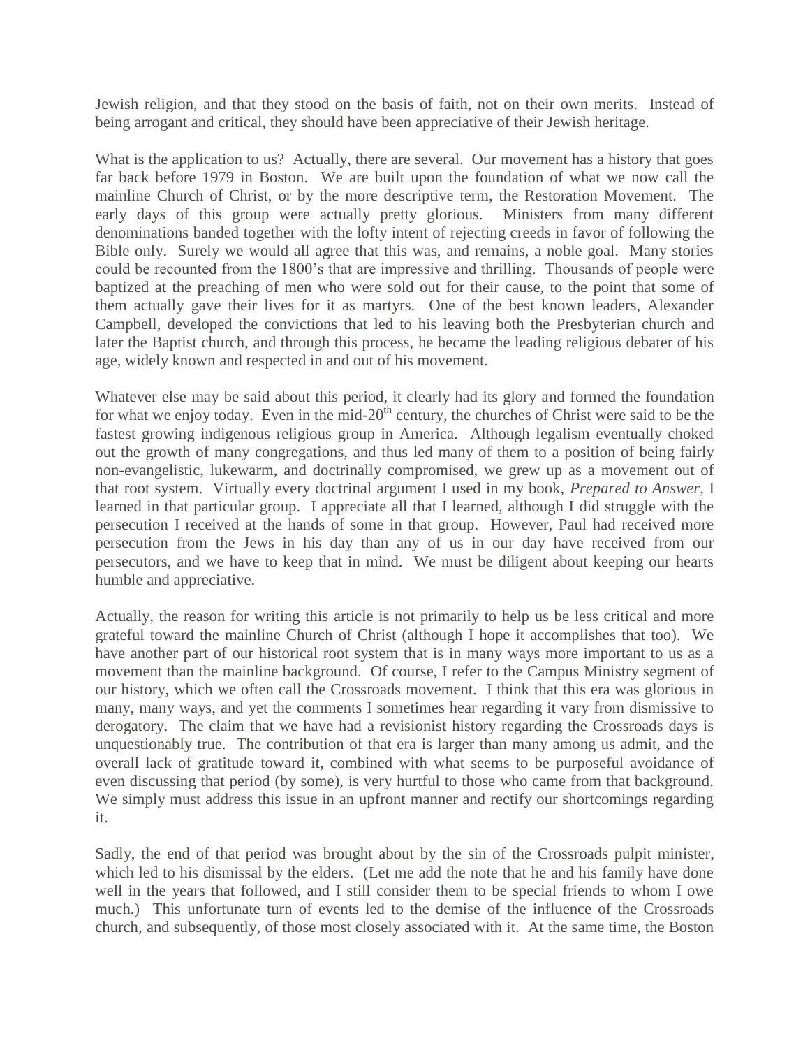Jewish religion, and that they stood on the basis of faith, not on their own merits. Instead of being arrogant and critical, they should have been appreciative of their Jewish heritage.

What is the application to us? Actually, there are several. Our movement has a history that goes far back before 1979 in Boston. We are built upon the foundation of what we now call the mainline Church of Christ, or by the more descriptive term, the Restoration Movement. The early days of this group were actually pretty glorious. Ministers from many different denominations banded together with the lofty intent of rejecting creeds in favor of following the Bible only. Surely we would all agree that this was, and remains, a noble goal. Many stories could be recounted from the 1800's that are impressive and thrilling. Thousands of people were baptized at the preaching of men who were sold out for their cause, to the point that some of them actually gave their lives for it as martyrs. One of the best known leaders, Alexander Campbell, developed the convictions that led to his leaving both the Presbyterian church and later the Baptist church, and through this process, he became the leading religious debater of his age, widely known and respected in and out of his movement.

Whatever else may be said about this period, it clearly had its glory and formed the foundation for what we enjoy today. Even in the mid-20th century, the churches of Christ were said to be the fastest growing indigenous religious group in America. Although legalism eventually choked out the growth of many congregations, and thus led many of them to a position of being fairly non-evangelistic, lukewarm, and doctrinally compromised, we grew up as a movement out of that root system. Virtually every doctrinal argument I used in my book, *Prepared to Answer*, I learned in that particular group. I appreciate all that I learned, although I did struggle with the persecution I received at the hands of some in that group. However, Paul had received more persecution from the Jews in his day than any of us in our day have received from our persecutors, and we have to keep that in mind. We must be diligent about keeping our hearts humble and appreciative.

Actually, the reason for writing this article is not primarily to help us be less critical and more grateful toward the mainline Church of Christ (although I hope it accomplishes that too). We have another part of our historical root system that is in many ways more important to us as a movement than the mainline background. Of course, I refer to the Campus Ministry segment of our history, which we often call the Crossroads movement. I think that this era was glorious in many, many ways, and yet the comments I sometimes hear regarding it vary from dismissive to derogatory. The claim that we have had a revisionist history regarding the Crossroads days is unquestionably true. The contribution of that era is larger than many among us admit, and the overall lack of gratitude toward it, combined with what seems to be purposeful avoidance of even discussing that period (by some), is very hurtful to those who came from that background. We simply must address this issue in an upfront manner and rectify our shortcomings regarding it.

Sadly, the end of that period was brought about by the sin of the Crossroads pulpit minister, which led to his dismissal by the elders. (Let me add the note that he and his family have done well in the years that followed, and I still consider them to be special friends to whom I owe much.) This unfortunate turn of events led to the demise of the influence of the Crossroads church, and subsequently, of those most closely associated with it. At the same time, the Boston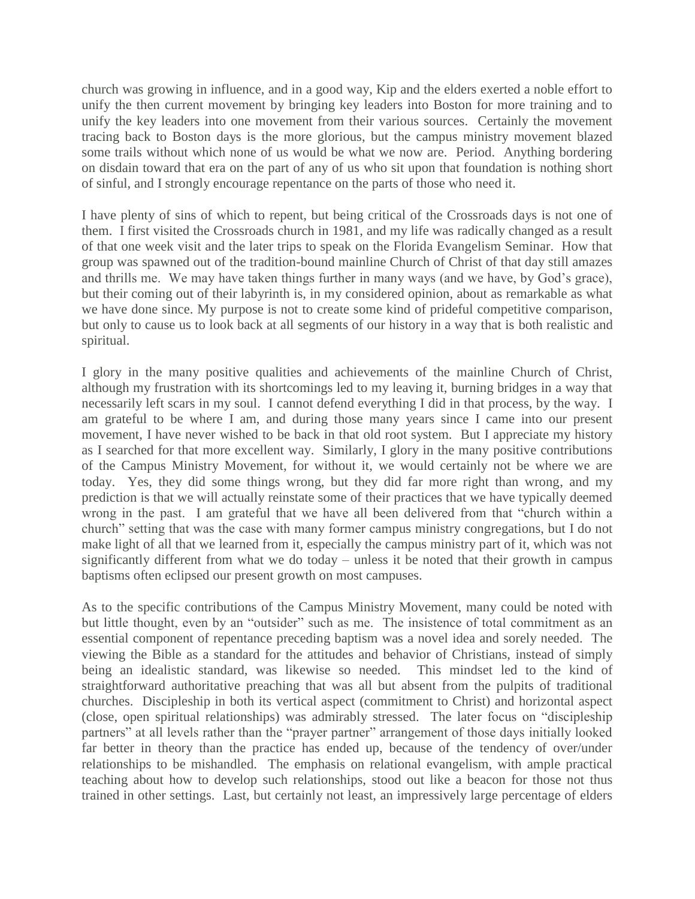church was growing in influence, and in a good way, Kip and the elders exerted a noble effort to unify the then current movement by bringing key leaders into Boston for more training and to unify the key leaders into one movement from their various sources. Certainly the movement tracing back to Boston days is the more glorious, but the campus ministry movement blazed some trails without which none of us would be what we now are. Period. Anything bordering on disdain toward that era on the part of any of us who sit upon that foundation is nothing short of sinful, and I strongly encourage repentance on the parts of those who need it.

I have plenty of sins of which to repent, but being critical of the Crossroads days is not one of them. I first visited the Crossroads church in 1981, and my life was radically changed as a result of that one week visit and the later trips to speak on the Florida Evangelism Seminar. How that group was spawned out of the tradition-bound mainline Church of Christ of that day still amazes and thrills me. We may have taken things further in many ways (and we have, by God's grace), but their coming out of their labyrinth is, in my considered opinion, about as remarkable as what we have done since. My purpose is not to create some kind of prideful competitive comparison, but only to cause us to look back at all segments of our history in a way that is both realistic and spiritual.

I glory in the many positive qualities and achievements of the mainline Church of Christ, although my frustration with its shortcomings led to my leaving it, burning bridges in a way that necessarily left scars in my soul. I cannot defend everything I did in that process, by the way. I am grateful to be where I am, and during those many years since I came into our present movement, I have never wished to be back in that old root system. But I appreciate my history as I searched for that more excellent way. Similarly, I glory in the many positive contributions of the Campus Ministry Movement, for without it, we would certainly not be where we are today. Yes, they did some things wrong, but they did far more right than wrong, and my prediction is that we will actually reinstate some of their practices that we have typically deemed wrong in the past. I am grateful that we have all been delivered from that "church within a church" setting that was the case with many former campus ministry congregations, but I do not make light of all that we learned from it, especially the campus ministry part of it, which was not significantly different from what we do today – unless it be noted that their growth in campus baptisms often eclipsed our present growth on most campuses.

As to the specific contributions of the Campus Ministry Movement, many could be noted with but little thought, even by an "outsider" such as me. The insistence of total commitment as an essential component of repentance preceding baptism was a novel idea and sorely needed. The viewing the Bible as a standard for the attitudes and behavior of Christians, instead of simply being an idealistic standard, was likewise so needed. This mindset led to the kind of straightforward authoritative preaching that was all but absent from the pulpits of traditional churches. Discipleship in both its vertical aspect (commitment to Christ) and horizontal aspect (close, open spiritual relationships) was admirably stressed. The later focus on "discipleship partners" at all levels rather than the "prayer partner" arrangement of those days initially looked far better in theory than the practice has ended up, because of the tendency of over/under relationships to be mishandled. The emphasis on relational evangelism, with ample practical teaching about how to develop such relationships, stood out like a beacon for those not thus trained in other settings. Last, but certainly not least, an impressively large percentage of elders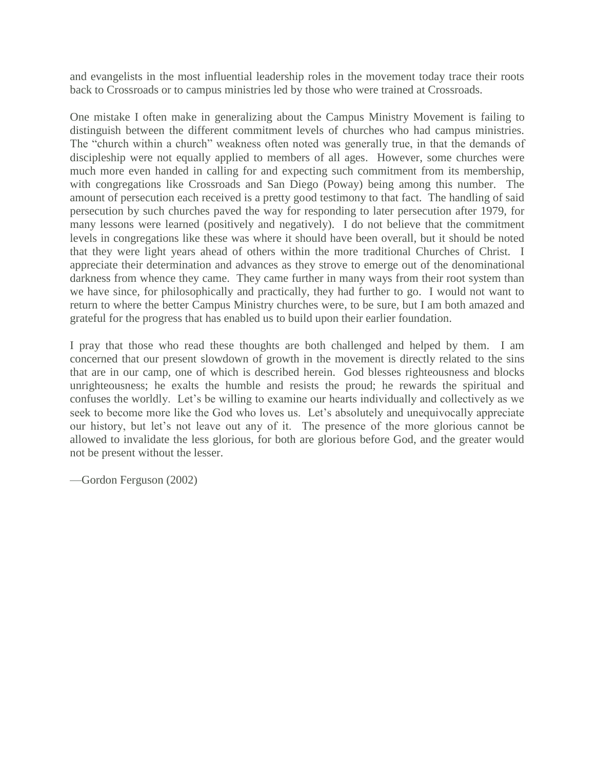and evangelists in the most influential leadership roles in the movement today trace their roots back to Crossroads or to campus ministries led by those who were trained at Crossroads.

One mistake I often make in generalizing about the Campus Ministry Movement is failing to distinguish between the different commitment levels of churches who had campus ministries. The "church within a church" weakness often noted was generally true, in that the demands of discipleship were not equally applied to members of all ages. However, some churches were much more even handed in calling for and expecting such commitment from its membership, with congregations like Crossroads and San Diego (Poway) being among this number. The amount of persecution each received is a pretty good testimony to that fact. The handling of said persecution by such churches paved the way for responding to later persecution after 1979, for many lessons were learned (positively and negatively). I do not believe that the commitment levels in congregations like these was where it should have been overall, but it should be noted that they were light years ahead of others within the more traditional Churches of Christ. I appreciate their determination and advances as they strove to emerge out of the denominational darkness from whence they came. They came further in many ways from their root system than we have since, for philosophically and practically, they had further to go. I would not want to return to where the better Campus Ministry churches were, to be sure, but I am both amazed and grateful for the progress that has enabled us to build upon their earlier foundation.

I pray that those who read these thoughts are both challenged and helped by them. I am concerned that our present slowdown of growth in the movement is directly related to the sins that are in our camp, one of which is described herein. God blesses righteousness and blocks unrighteousness; he exalts the humble and resists the proud; he rewards the spiritual and confuses the worldly. Let's be willing to examine our hearts individually and collectively as we seek to become more like the God who loves us. Let's absolutely and unequivocally appreciate our history, but let's not leave out any of it. The presence of the more glorious cannot be allowed to invalidate the less glorious, for both are glorious before God, and the greater would not be present without the lesser.

—Gordon Ferguson (2002)